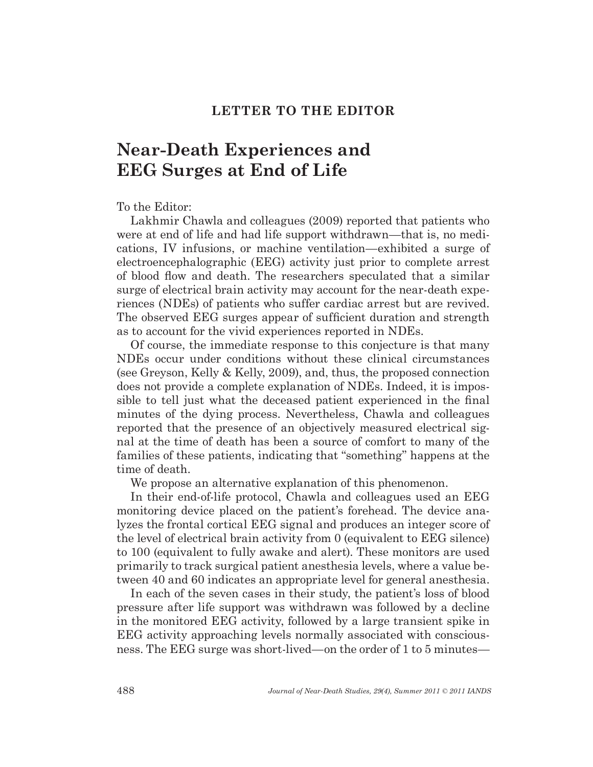## LETTER TO THE EDITOR

# Near-Death Experiences and EEG Surges at End of Life

To the Editor:

Lakhmir Chawla and colleagues (2009) reported that patients who were at end of life and had life support withdrawn—that is, no medications, IV infusions, or machine ventilation—exhibited a surge of electroencephalographic (EEG) activity just prior to complete arrest of blood flow and death. The researchers speculated that a similar surge of electrical brain activity may account for the near-death experiences (NDEs) of patients who suffer cardiac arrest but are revived. The observed EEG surges appear of sufficient duration and strength as to account for the vivid experiences reported in NDEs.

Of course, the immediate response to this conjecture is that many NDEs occur under conditions without these clinical circumstances (see Greyson, Kelly & Kelly, 2009), and, thus, the proposed connection does not provide a complete explanation of NDEs. Indeed, it is impossible to tell just what the deceased patient experienced in the final minutes of the dying process. Nevertheless, Chawla and colleagues reported that the presence of an objectively measured electrical signal at the time of death has been a source of comfort to many of the families of these patients, indicating that "something" happens at the time of death.

We propose an alternative explanation of this phenomenon.

In their end-of-life protocol, Chawla and colleagues used an EEG monitoring device placed on the patient's forehead. The device analyzes the frontal cortical EEG signal and produces an integer score of the level of electrical brain activity from 0 (equivalent to EEG silence) to 100 (equivalent to fully awake and alert). These monitors are used primarily to track surgical patient anesthesia levels, where a value between 40 and 60 indicates an appropriate level for general anesthesia.

In each of the seven cases in their study, the patient's loss of blood pressure after life support was withdrawn was followed by a decline in the monitored EEG activity, followed by a large transient spike in EEG activity approaching levels normally associated with consciousness. The EEG surge was short-lived—on the order of 1 to 5 minutes—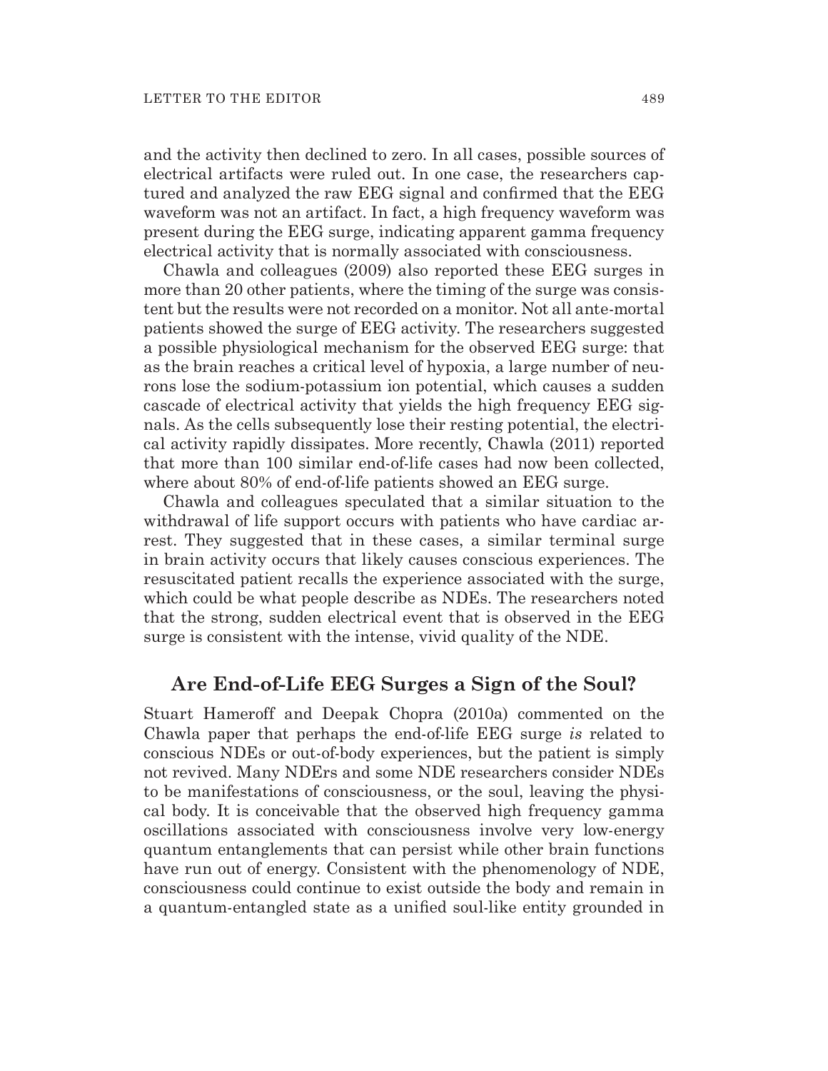and the activity then declined to zero. In all cases, possible sources of electrical artifacts were ruled out. In one case, the researchers captured and analyzed the raw EEG signal and confirmed that the EEG waveform was not an artifact. In fact, a high frequency waveform was present during the EEG surge, indicating apparent gamma frequency electrical activity that is normally associated with consciousness.

Chawla and colleagues (2009) also reported these EEG surges in more than 20 other patients, where the timing of the surge was consistent but the results were not recorded on a monitor. Not all ante-mortal patients showed the surge of EEG activity. The researchers suggested a possible physiological mechanism for the observed EEG surge: that as the brain reaches a critical level of hypoxia, a large number of neurons lose the sodium-potassium ion potential, which causes a sudden cascade of electrical activity that yields the high frequency EEG signals. As the cells subsequently lose their resting potential, the electrical activity rapidly dissipates. More recently, Chawla (2011) reported that more than 100 similar end-of-life cases had now been collected, where about 80% of end-of-life patients showed an EEG surge.

Chawla and colleagues speculated that a similar situation to the withdrawal of life support occurs with patients who have cardiac arrest. They suggested that in these cases, a similar terminal surge in brain activity occurs that likely causes conscious experiences. The resuscitated patient recalls the experience associated with the surge, which could be what people describe as NDEs. The researchers noted that the strong, sudden electrical event that is observed in the EEG surge is consistent with the intense, vivid quality of the NDE.

## Are End-of-Life EEG Surges a Sign of the Soul?

Stuart Hameroff and Deepak Chopra (2010a) commented on the Chawla paper that perhaps the end-of-life EEG surge *is* related to conscious NDEs or out-of-body experiences, but the patient is simply not revived. Many NDErs and some NDE researchers consider NDEs to be manifestations of consciousness, or the soul, leaving the physical body. It is conceivable that the observed high frequency gamma oscillations associated with consciousness involve very low-energy quantum entanglements that can persist while other brain functions have run out of energy. Consistent with the phenomenology of NDE, consciousness could continue to exist outside the body and remain in a quantum-entangled state as a unified soul-like entity grounded in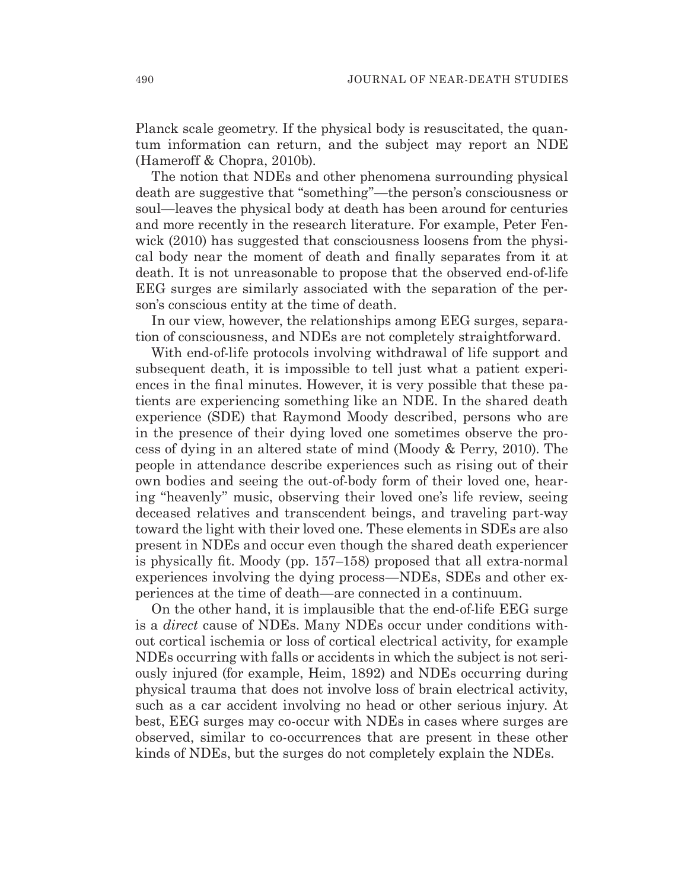Planck scale geometry. If the physical body is resuscitated, the quantum information can return, and the subject may report an NDE (Hameroff & Chopra, 2010b).

The notion that NDEs and other phenomena surrounding physical death are suggestive that "something"—the person's consciousness or soul—leaves the physical body at death has been around for centuries and more recently in the research literature. For example, Peter Fenwick (2010) has suggested that consciousness loosens from the physical body near the moment of death and finally separates from it at death. It is not unreasonable to propose that the observed end-of-life EEG surges are similarly associated with the separation of the person's conscious entity at the time of death.

In our view, however, the relationships among EEG surges, separation of consciousness, and NDEs are not completely straightforward.

With end-of-life protocols involving withdrawal of life support and subsequent death, it is impossible to tell just what a patient experiences in the final minutes. However, it is very possible that these patients are experiencing something like an NDE. In the shared death experience (SDE) that Raymond Moody described, persons who are in the presence of their dying loved one sometimes observe the process of dying in an altered state of mind (Moody & Perry, 2010). The people in attendance describe experiences such as rising out of their own bodies and seeing the out-of-body form of their loved one, hearing "heavenly" music, observing their loved one's life review, seeing deceased relatives and transcendent beings, and traveling part-way toward the light with their loved one. These elements in SDEs are also present in NDEs and occur even though the shared death experiencer is physically fit. Moody (pp. 157–158) proposed that all extra-normal experiences involving the dying process—NDEs, SDEs and other experiences at the time of death—are connected in a continuum.

On the other hand, it is implausible that the end-of-life EEG surge is a *direct* cause of NDEs. Many NDEs occur under conditions without cortical ischemia or loss of cortical electrical activity, for example NDEs occurring with falls or accidents in which the subject is not seriously injured (for example, Heim, 1892) and NDEs occurring during physical trauma that does not involve loss of brain electrical activity, such as a car accident involving no head or other serious injury. At best, EEG surges may co-occur with NDEs in cases where surges are observed, similar to co-occurrences that are present in these other kinds of NDEs, but the surges do not completely explain the NDEs.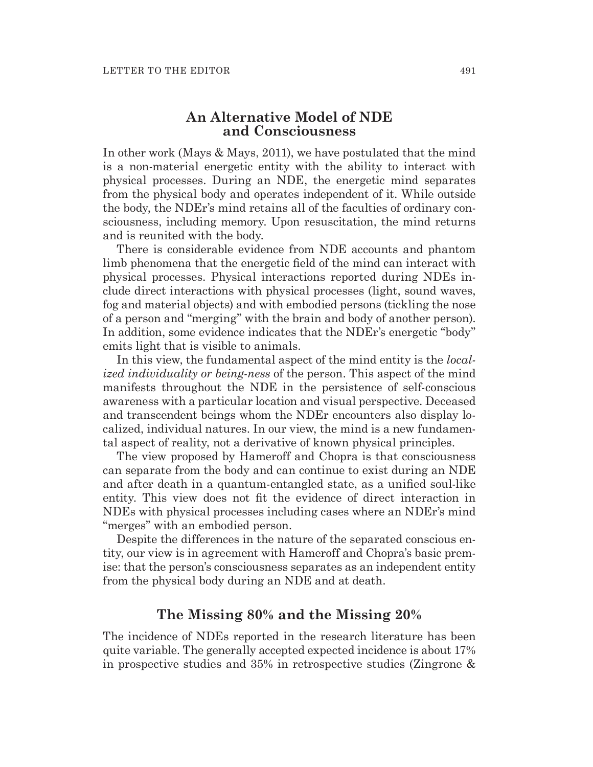## An Alternative Model of NDE and Consciousness

In other work (Mays & Mays, 2011), we have postulated that the mind is a non-material energetic entity with the ability to interact with physical processes. During an NDE, the energetic mind separates from the physical body and operates independent of it. While outside the body, the NDEr's mind retains all of the faculties of ordinary consciousness, including memory. Upon resuscitation, the mind returns and is reunited with the body.

There is considerable evidence from NDE accounts and phantom limb phenomena that the energetic field of the mind can interact with physical processes. Physical interactions reported during NDEs include direct interactions with physical processes (light, sound waves, fog and material objects) and with embodied persons (tickling the nose of a person and "merging" with the brain and body of another person). In addition, some evidence indicates that the NDEr's energetic "body" emits light that is visible to animals.

In this view, the fundamental aspect of the mind entity is the *localized individuality or being-ness* of the person. This aspect of the mind manifests throughout the NDE in the persistence of self-conscious awareness with a particular location and visual perspective. Deceased and transcendent beings whom the NDEr encounters also display localized, individual natures. In our view, the mind is a new fundamental aspect of reality, not a derivative of known physical principles.

The view proposed by Hameroff and Chopra is that consciousness can separate from the body and can continue to exist during an NDE and after death in a quantum-entangled state, as a unified soul-like entity. This view does not fit the evidence of direct interaction in NDEs with physical processes including cases where an NDEr's mind "merges" with an embodied person.

Despite the differences in the nature of the separated conscious entity, our view is in agreement with Hameroff and Chopra's basic premise: that the person's consciousness separates as an independent entity from the physical body during an NDE and at death.

## The Missing 80% and the Missing 20%

The incidence of NDEs reported in the research literature has been quite variable. The generally accepted expected incidence is about 17% in prospective studies and 35% in retrospective studies (Zingrone &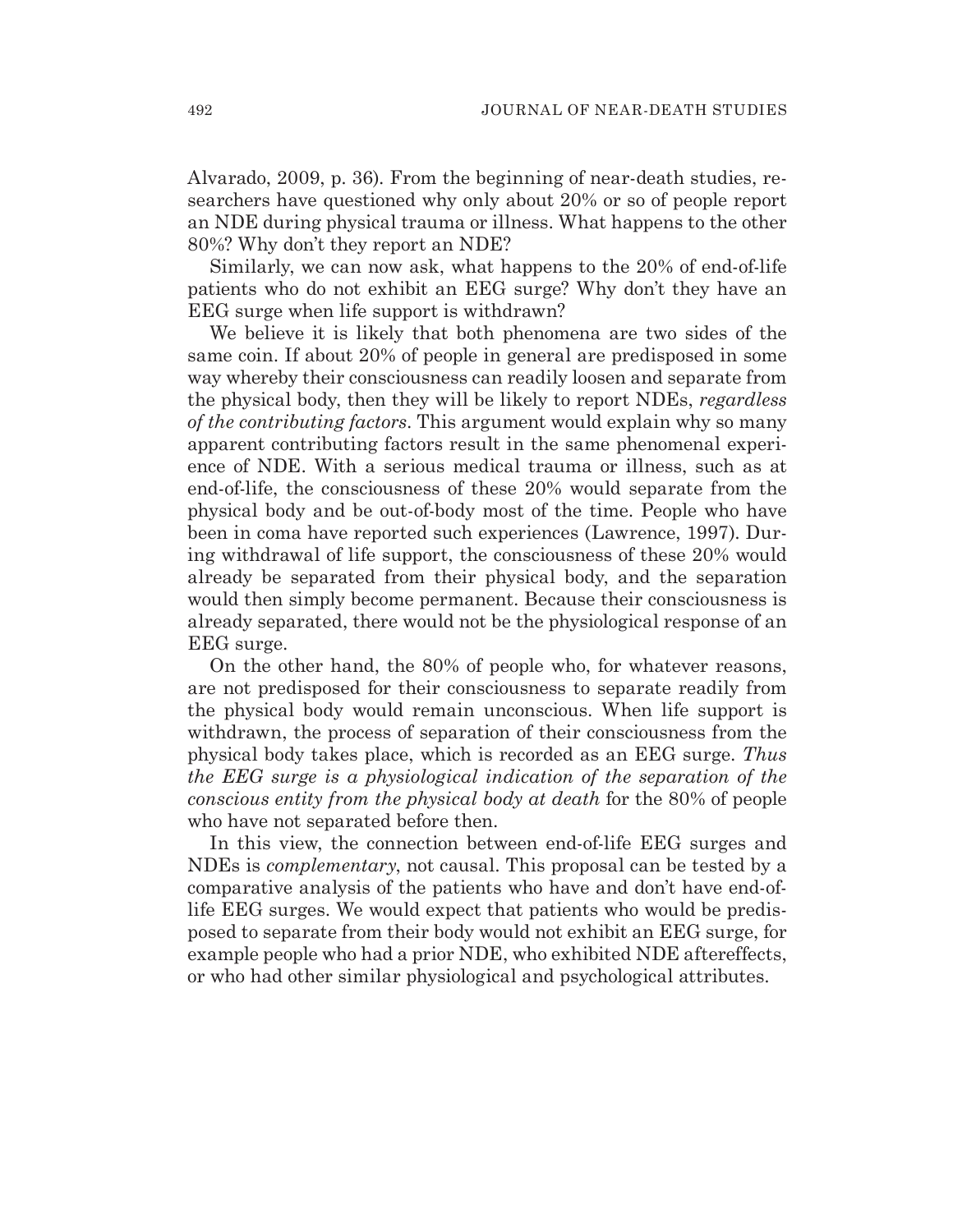Alvarado, 2009, p. 36). From the beginning of near-death studies, researchers have questioned why only about 20% or so of people report an NDE during physical trauma or illness. What happens to the other 80%? Why don't they report an NDE?

Similarly, we can now ask, what happens to the 20% of end-of-life patients who do not exhibit an EEG surge? Why don't they have an EEG surge when life support is withdrawn?

We believe it is likely that both phenomena are two sides of the same coin. If about 20% of people in general are predisposed in some way whereby their consciousness can readily loosen and separate from the physical body, then they will be likely to report NDEs, *regardless of the contributing factors*. This argument would explain why so many apparent contributing factors result in the same phenomenal experience of NDE. With a serious medical trauma or illness, such as at end-of-life, the consciousness of these 20% would separate from the physical body and be out-of-body most of the time. People who have been in coma have reported such experiences (Lawrence, 1997). During withdrawal of life support, the consciousness of these 20% would already be separated from their physical body, and the separation would then simply become permanent. Because their consciousness is already separated, there would not be the physiological response of an EEG surge.

On the other hand, the 80% of people who, for whatever reasons, are not predisposed for their consciousness to separate readily from the physical body would remain unconscious. When life support is withdrawn, the process of separation of their consciousness from the physical body takes place, which is recorded as an EEG surge. *Thus the EEG surge is a physiological indication of the separation of the conscious entity from the physical body at death* for the 80% of people who have not separated before then.

In this view, the connection between end-of-life EEG surges and NDEs is *complementary*, not causal. This proposal can be tested by a comparative analysis of the patients who have and don't have end-of-life EEG surges. We would expect that patients who would be predisposed to separate from their body would not exhibit an EEG surge, for example people who had a prior NDE, who exhibited NDE aftereffects, or who had other similar physiological and psychological attributes.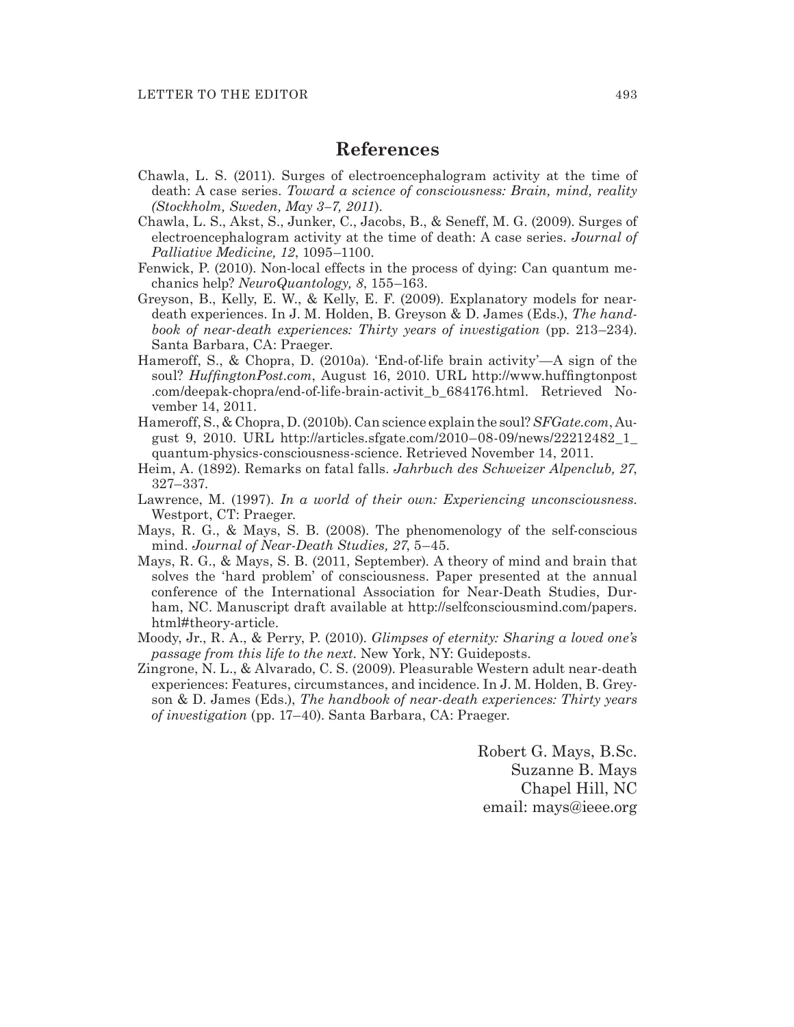## References

Chawla, L. S. (2011). Surges of electroencephalogram activity at the time of death: A case series. *Toward a science of consciousness: Brain, mind, reality (Stockholm, Sweden, May 3–7, 2011*).

Chawla, L. S., Akst, S., Junker, C., Jacobs, B., & Seneff, M. G. (2009). Surges of electroencephalogram activity at the time of death: A case series. *Journal of Palliative Medicine, 12*, 1095–1100.

Fenwick, P. (2010). Non-local effects in the process of dying: Can quantum mechanics help? *NeuroQuantology, 8*, 155–163.

Greyson, B., Kelly, E. W., & Kelly, E. F. (2009). Explanatory models for near-death experiences. In J. M. Holden, B. Greyson & D. James (Eds.), *The handbook of near-death experiences: Thirty years of investigation* (pp. 213–234). Santa Barbara, CA: Praeger.

Hameroff, S., & Chopra, D. (2010a). 'End-of-life brain activity'—A sign of the soul? *HuffingtonPost.com*, August 16, 2010. URL http://www.huffingtonpost.com/deepak-chopra/end-of-life-brain-activit_b_684176.html. Retrieved November 14, 2011.

Hameroff, S., & Chopra, D. (2010b). Can science explain the soul? *SFGate.com*, August 9, 2010. URL http://articles.sfgate.com/2010–08-09/news/22212482_1_quantum-physics-consciousness-science. Retrieved November 14, 2011.

Heim, A. (1892). Remarks on fatal falls. *Jahrbuch des Schweizer Alpenclub, 27*, 327–337.

Lawrence, M. (1997). *In a world of their own: Experiencing unconsciousness*. Westport, CT: Praeger.

Mays, R. G., & Mays, S. B. (2008). The phenomenology of the self-conscious mind. *Journal of Near-Death Studies, 27*, 5–45.

Mays, R. G., & Mays, S. B. (2011, September). A theory of mind and brain that solves the 'hard problem' of consciousness. Paper presented at the annual conference of the International Association for Near-Death Studies, Durham, NC. Manuscript draft available at http://selfconsciousmind.com/papers.html#theory-article.

Moody, Jr., R. A., & Perry, P. (2010). *Glimpses of eternity: Sharing a loved one's passage from this life to the next*. New York, NY: Guideposts.

Zingrone, N. L., & Alvarado, C. S. (2009). Pleasurable Western adult near-death experiences: Features, circumstances, and incidence. In J. M. Holden, B. Greyson & D. James (Eds.), *The handbook of near-death experiences: Thirty years of investigation* (pp. 17–40). Santa Barbara, CA: Praeger.

Robert G. Mays, B.Sc.
Suzanne B. Mays
Chapel Hill, NC
email: mays@ieee.org